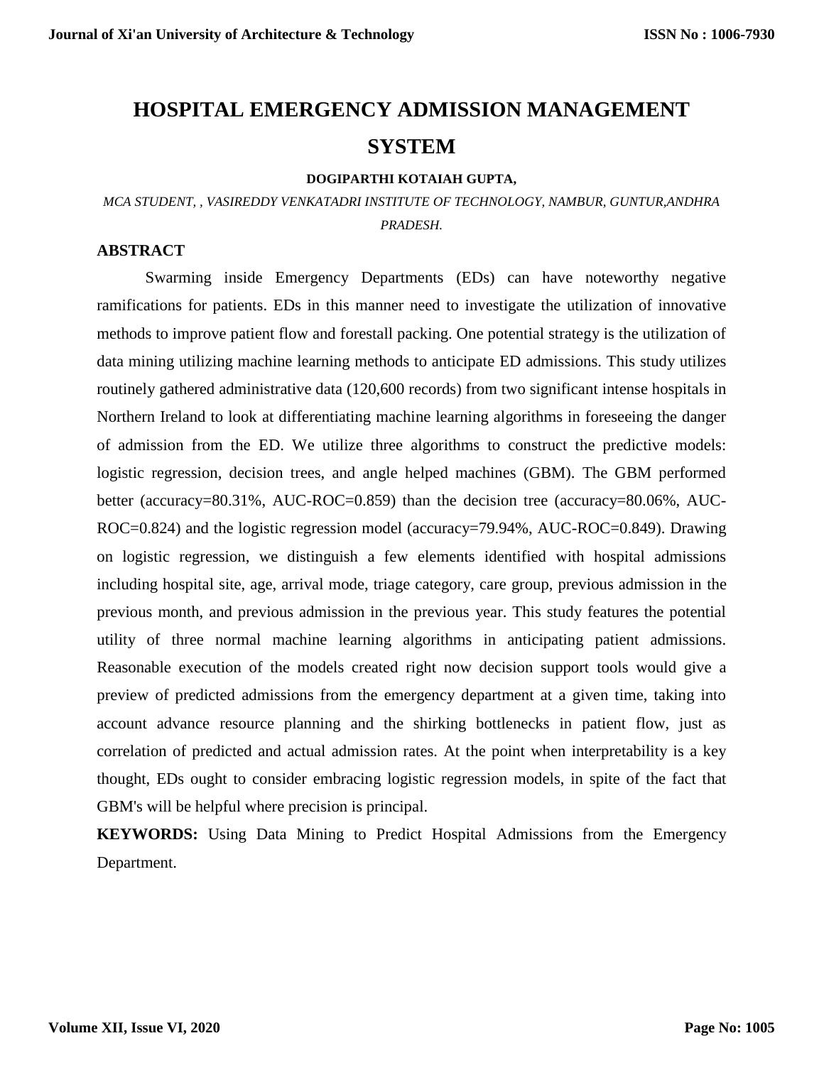# HOSPITAL EMERGENCY ADMISSION MANAGEMENT SYSTEM

**DOGIPARTHI KOTAIAH GUPTA,**

*MCA STUDENT, , VASIREDDY VENKATADRI INSTITUTE OF TECHNOLOGY, NAMBUR, GUNTUR,ANDHRA PRADESH.*

## ABSTRACT

Swarming inside Emergency Departments (EDs) can have noteworthy negative ramifications for patients. EDs in this manner need to investigate the utilization of innovative methods to improve patient flow and forestall packing. One potential strategy is the utilization of data mining utilizing machine learning methods to anticipate ED admissions. This study utilizes routinely gathered administrative data (120,600 records) from two significant intense hospitals in Northern Ireland to look at differentiating machine learning algorithms in foreseeing the danger of admission from the ED. We utilize three algorithms to construct the predictive models: logistic regression, decision trees, and angle helped machines (GBM). The GBM performed better (accuracy=80.31%, AUC-ROC=0.859) than the decision tree (accuracy=80.06%, AUC-ROC=0.824) and the logistic regression model (accuracy=79.94%, AUC-ROC=0.849). Drawing on logistic regression, we distinguish a few elements identified with hospital admissions including hospital site, age, arrival mode, triage category, care group, previous admission in the previous month, and previous admission in the previous year. This study features the potential utility of three normal machine learning algorithms in anticipating patient admissions. Reasonable execution of the models created right now decision support tools would give a preview of predicted admissions from the emergency department at a given time, taking into account advance resource planning and the shirking bottlenecks in patient flow, just as correlation of predicted and actual admission rates. At the point when interpretability is a key thought, EDs ought to consider embracing logistic regression models, in spite of the fact that GBM's will be helpful where precision is principal.

**KEYWORDS:** Using Data Mining to Predict Hospital Admissions from the Emergency Department.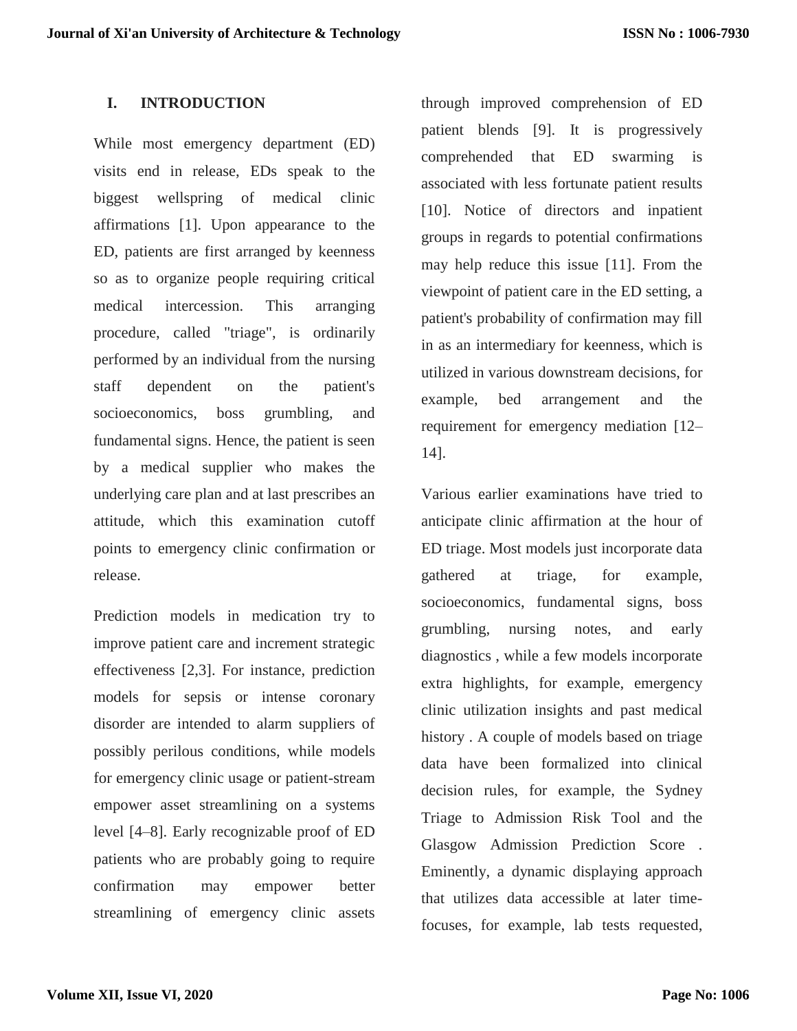## I. INTRODUCTION

While most emergency department (ED) visits end in release, EDs speak to the biggest wellspring of medical clinic affirmations [1]. Upon appearance to the ED, patients are first arranged by keenness so as to organize people requiring critical medical intercession. This arranging procedure, called "triage", is ordinarily performed by an individual from the nursing staff dependent on the patient's socioeconomics, boss grumbling, and fundamental signs. Hence, the patient is seen by a medical supplier who makes the underlying care plan and at last prescribes an attitude, which this examination cutoff points to emergency clinic confirmation or release.

Prediction models in medication try to improve patient care and increment strategic effectiveness [2,3]. For instance, prediction models for sepsis or intense coronary disorder are intended to alarm suppliers of possibly perilous conditions, while models for emergency clinic usage or patient-stream empower asset streamlining on a systems level [4–8]. Early recognizable proof of ED patients who are probably going to require confirmation may empower better streamlining of emergency clinic assets through improved comprehension of ED patient blends [9]. It is progressively comprehended that ED swarming is associated with less fortunate patient results [10]. Notice of directors and inpatient groups in regards to potential confirmations may help reduce this issue [11]. From the viewpoint of patient care in the ED setting, a patient's probability of confirmation may fill in as an intermediary for keenness, which is utilized in various downstream decisions, for example, bed arrangement and the requirement for emergency mediation [12–14].

Various earlier examinations have tried to anticipate clinic affirmation at the hour of ED triage. Most models just incorporate data gathered at triage, for example, socioeconomics, fundamental signs, boss grumbling, nursing notes, and early diagnostics , while a few models incorporate extra highlights, for example, emergency clinic utilization insights and past medical history . A couple of models based on triage data have been formalized into clinical decision rules, for example, the Sydney Triage to Admission Risk Tool and the Glasgow Admission Prediction Score . Eminently, a dynamic displaying approach that utilizes data accessible at later time-focuses, for example, lab tests requested,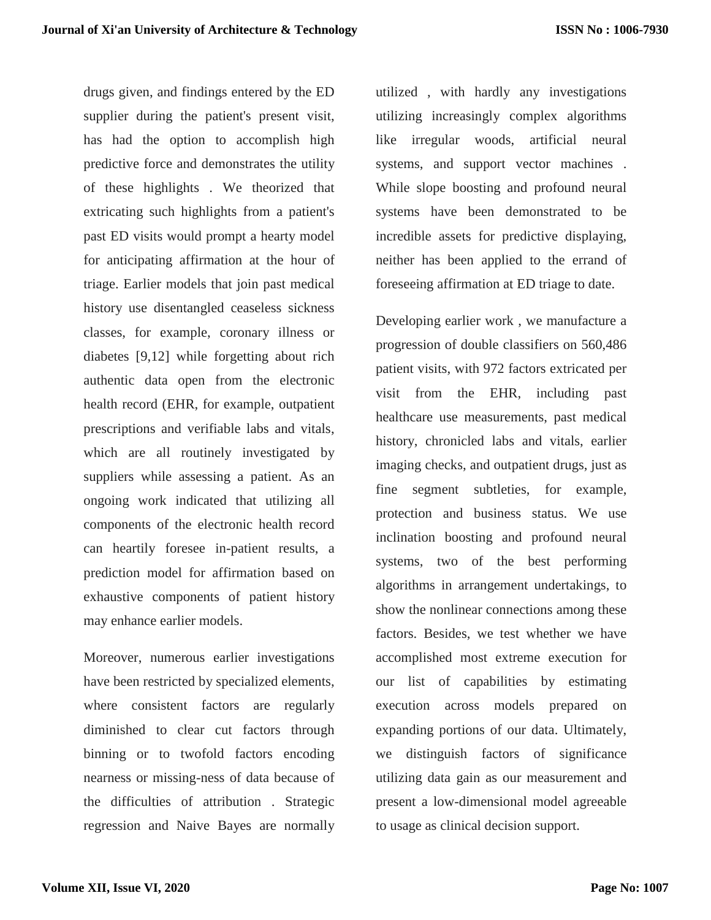drugs given, and findings entered by the ED supplier during the patient's present visit, has had the option to accomplish high predictive force and demonstrates the utility of these highlights . We theorized that extricating such highlights from a patient's past ED visits would prompt a hearty model for anticipating affirmation at the hour of triage. Earlier models that join past medical history use disentangled ceaseless sickness classes, for example, coronary illness or diabetes [9,12] while forgetting about rich authentic data open from the electronic health record (EHR, for example, outpatient prescriptions and verifiable labs and vitals, which are all routinely investigated by suppliers while assessing a patient. As an ongoing work indicated that utilizing all components of the electronic health record can heartily foresee in-patient results, a prediction model for affirmation based on exhaustive components of patient history may enhance earlier models.

Moreover, numerous earlier investigations have been restricted by specialized elements, where consistent factors are regularly diminished to clear cut factors through binning or to twofold factors encoding nearness or missing-ness of data because of the difficulties of attribution . Strategic regression and Naive Bayes are normally utilized , with hardly any investigations utilizing increasingly complex algorithms like irregular woods, artificial neural systems, and support vector machines . While slope boosting and profound neural systems have been demonstrated to be incredible assets for predictive displaying, neither has been applied to the errand of foreseeing affirmation at ED triage to date.

Developing earlier work , we manufacture a progression of double classifiers on 560,486 patient visits, with 972 factors extricated per visit from the EHR, including past healthcare use measurements, past medical history, chronicled labs and vitals, earlier imaging checks, and outpatient drugs, just as fine segment subtleties, for example, protection and business status. We use inclination boosting and profound neural systems, two of the best performing algorithms in arrangement undertakings, to show the nonlinear connections among these factors. Besides, we test whether we have accomplished most extreme execution for our list of capabilities by estimating execution across models prepared on expanding portions of our data. Ultimately, we distinguish factors of significance utilizing data gain as our measurement and present a low-dimensional model agreeable to usage as clinical decision support.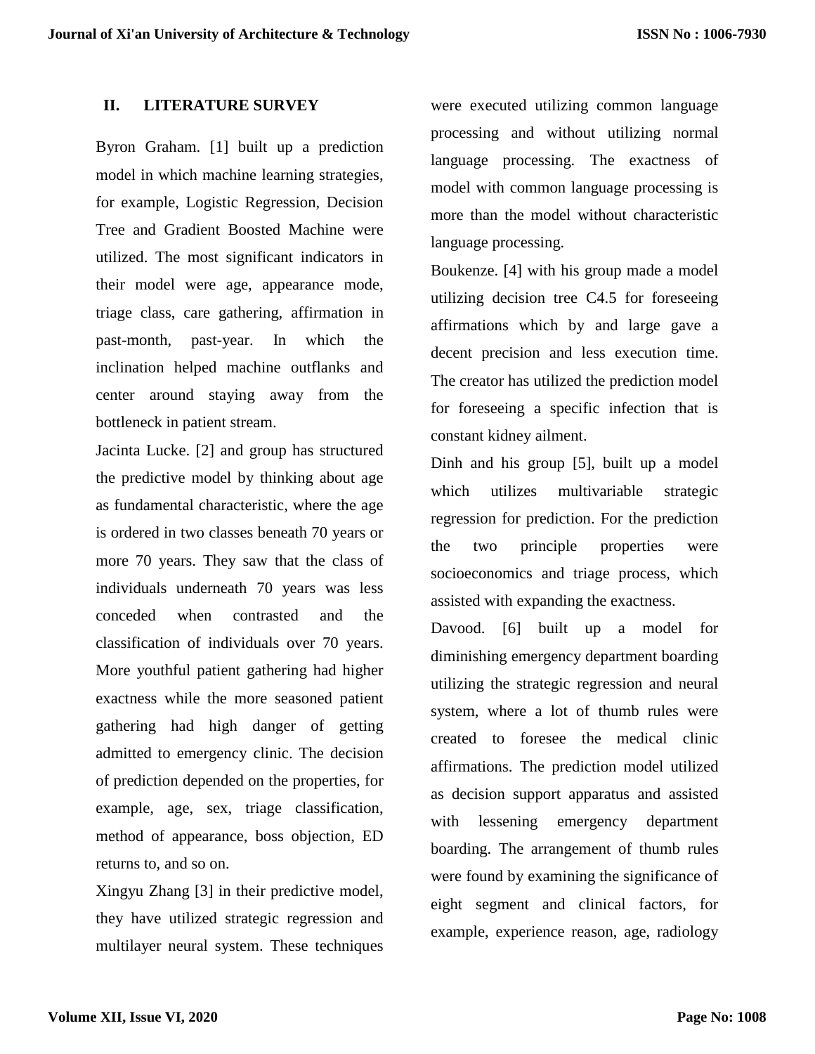## II. LITERATURE SURVEY

Byron Graham. [1] built up a prediction model in which machine learning strategies, for example, Logistic Regression, Decision Tree and Gradient Boosted Machine were utilized. The most significant indicators in their model were age, appearance mode, triage class, care gathering, affirmation in past-month, past-year. In which the inclination helped machine outflanks and center around staying away from the bottleneck in patient stream.

Jacinta Lucke. [2] and group has structured the predictive model by thinking about age as fundamental characteristic, where the age is ordered in two classes beneath 70 years or more 70 years. They saw that the class of individuals underneath 70 years was less conceded when contrasted and the classification of individuals over 70 years. More youthful patient gathering had higher exactness while the more seasoned patient gathering had high danger of getting admitted to emergency clinic. The decision of prediction depended on the properties, for example, age, sex, triage classification, method of appearance, boss objection, ED returns to, and so on.

Xingyu Zhang [3] in their predictive model, they have utilized strategic regression and multilayer neural system. These techniques were executed utilizing common language processing and without utilizing normal language processing. The exactness of model with common language processing is more than the model without characteristic language processing.

Boukenze. [4] with his group made a model utilizing decision tree C4.5 for foreseeing affirmations which by and large gave a decent precision and less execution time. The creator has utilized the prediction model for foreseeing a specific infection that is constant kidney ailment.

Dinh and his group [5], built up a model which utilizes multivariable strategic regression for prediction. For the prediction the two principle properties were socioeconomics and triage process, which assisted with expanding the exactness.

Davood. [6] built up a model for diminishing emergency department boarding utilizing the strategic regression and neural system, where a lot of thumb rules were created to foresee the medical clinic affirmations. The prediction model utilized as decision support apparatus and assisted with lessening emergency department boarding. The arrangement of thumb rules were found by examining the significance of eight segment and clinical factors, for example, experience reason, age, radiology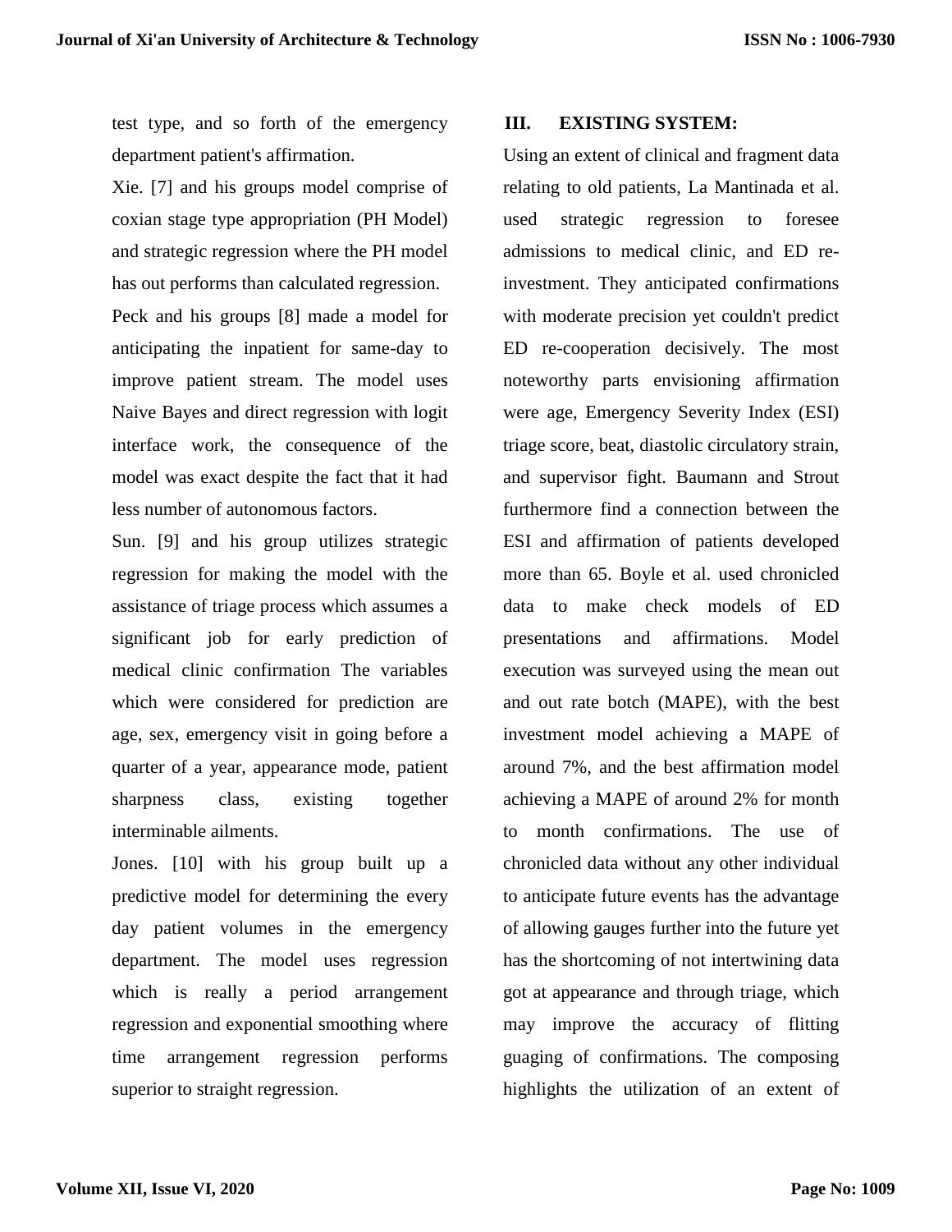test type, and so forth of the emergency department patient's affirmation.

Xie. [7] and his groups model comprise of coxian stage type appropriation (PH Model) and strategic regression where the PH model has out performs than calculated regression.

Peck and his groups [8] made a model for anticipating the inpatient for same-day to improve patient stream. The model uses Naive Bayes and direct regression with logit interface work, the consequence of the model was exact despite the fact that it had less number of autonomous factors.

Sun. [9] and his group utilizes strategic regression for making the model with the assistance of triage process which assumes a significant job for early prediction of medical clinic confirmation The variables which were considered for prediction are age, sex, emergency visit in going before a quarter of a year, appearance mode, patient sharpness class, existing together interminable ailments.

Jones. [10] with his group built up a predictive model for determining the every day patient volumes in the emergency department. The model uses regression which is really a period arrangement regression and exponential smoothing where time arrangement regression performs superior to straight regression.

## III. EXISTING SYSTEM:

Using an extent of clinical and fragment data relating to old patients, La Mantinada et al. used strategic regression to foresee admissions to medical clinic, and ED re-investment. They anticipated confirmations with moderate precision yet couldn't predict ED re-cooperation decisively. The most noteworthy parts envisioning affirmation were age, Emergency Severity Index (ESI) triage score, beat, diastolic circulatory strain, and supervisor fight. Baumann and Strout furthermore find a connection between the ESI and affirmation of patients developed more than 65. Boyle et al. used chronicled data to make check models of ED presentations and affirmations. Model execution was surveyed using the mean out and out rate botch (MAPE), with the best investment model achieving a MAPE of around 7%, and the best affirmation model achieving a MAPE of around 2% for month to month confirmations. The use of chronicled data without any other individual to anticipate future events has the advantage of allowing gauges further into the future yet has the shortcoming of not intertwining data got at appearance and through triage, which may improve the accuracy of flitting guaging of confirmations. The composing highlights the utilization of an extent of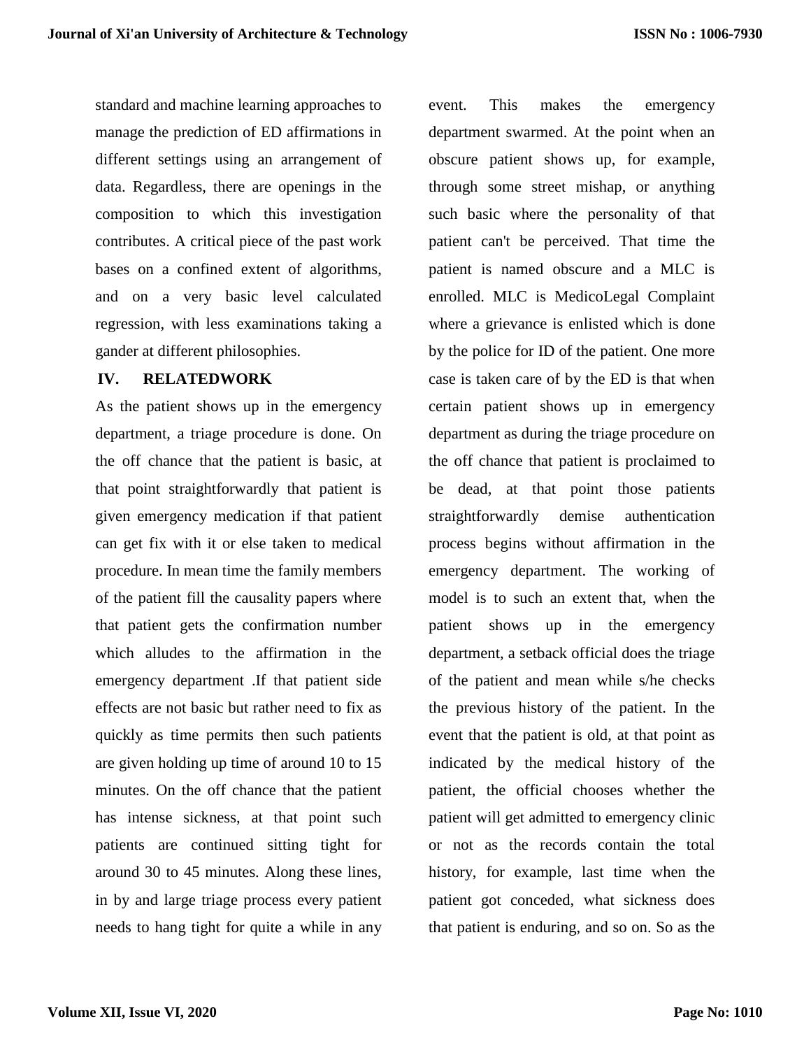standard and machine learning approaches to manage the prediction of ED affirmations in different settings using an arrangement of data. Regardless, there are openings in the composition to which this investigation contributes. A critical piece of the past work bases on a confined extent of algorithms, and on a very basic level calculated regression, with less examinations taking a gander at different philosophies.

## IV. RELATEDWORK

As the patient shows up in the emergency department, a triage procedure is done. On the off chance that the patient is basic, at that point straightforwardly that patient is given emergency medication if that patient can get fix with it or else taken to medical procedure. In mean time the family members of the patient fill the causality papers where that patient gets the confirmation number which alludes to the affirmation in the emergency department .If that patient side effects are not basic but rather need to fix as quickly as time permits then such patients are given holding up time of around 10 to 15 minutes. On the off chance that the patient has intense sickness, at that point such patients are continued sitting tight for around 30 to 45 minutes. Along these lines, in by and large triage process every patient needs to hang tight for quite a while in any event. This makes the emergency department swarmed. At the point when an obscure patient shows up, for example, through some street mishap, or anything such basic where the personality of that patient can't be perceived. That time the patient is named obscure and a MLC is enrolled. MLC is MedicoLegal Complaint where a grievance is enlisted which is done by the police for ID of the patient. One more case is taken care of by the ED is that when certain patient shows up in emergency department as during the triage procedure on the off chance that patient is proclaimed to be dead, at that point those patients straightforwardly demise authentication process begins without affirmation in the emergency department. The working of model is to such an extent that, when the patient shows up in the emergency department, a setback official does the triage of the patient and mean while s/he checks the previous history of the patient. In the event that the patient is old, at that point as indicated by the medical history of the patient, the official chooses whether the patient will get admitted to emergency clinic or not as the records contain the total history, for example, last time when the patient got conceded, what sickness does that patient is enduring, and so on. So as the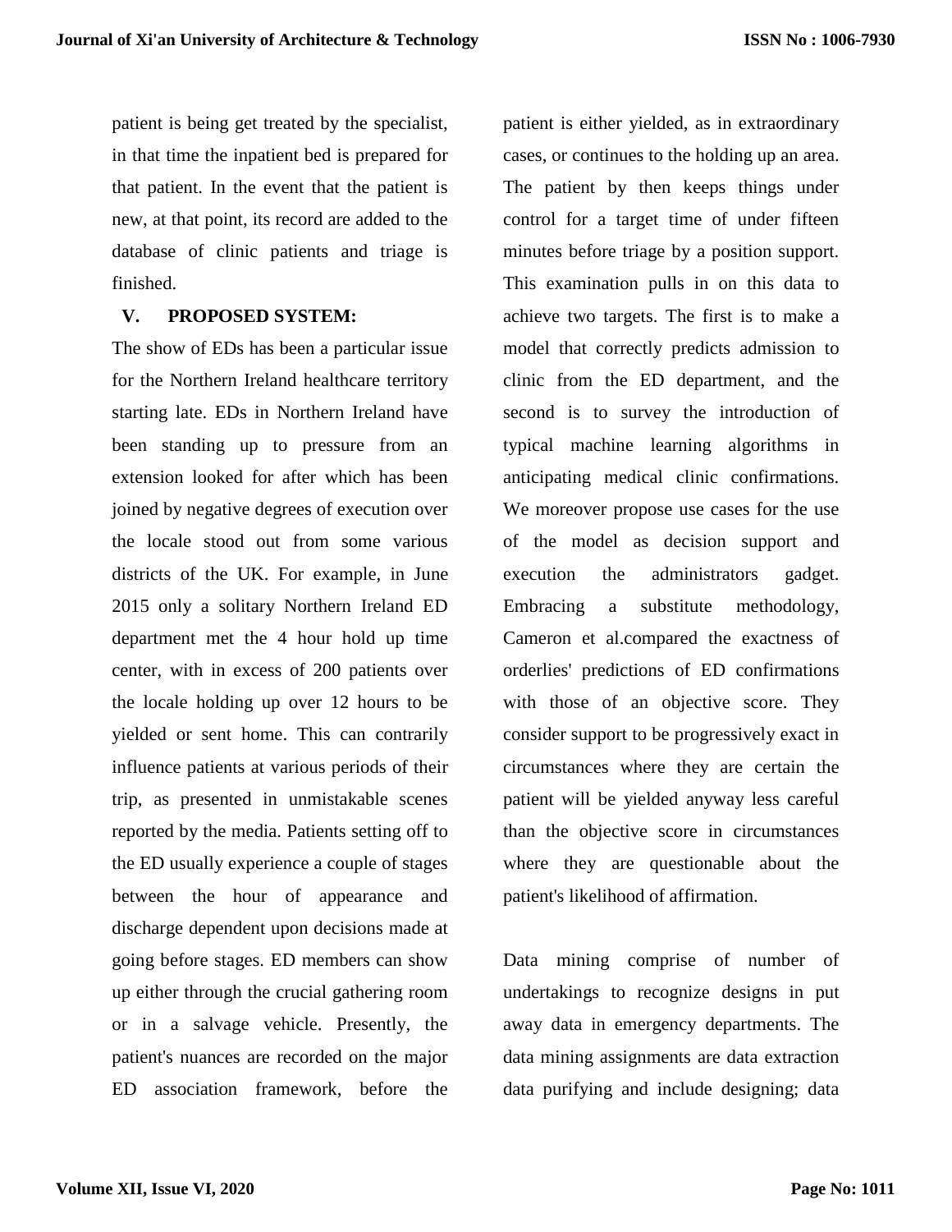patient is being get treated by the specialist, in that time the inpatient bed is prepared for that patient. In the event that the patient is new, at that point, its record are added to the database of clinic patients and triage is finished.

## V. PROPOSED SYSTEM:

The show of EDs has been a particular issue for the Northern Ireland healthcare territory starting late. EDs in Northern Ireland have been standing up to pressure from an extension looked for after which has been joined by negative degrees of execution over the locale stood out from some various districts of the UK. For example, in June 2015 only a solitary Northern Ireland ED department met the 4 hour hold up time center, with in excess of 200 patients over the locale holding up over 12 hours to be yielded or sent home. This can contrarily influence patients at various periods of their trip, as presented in unmistakable scenes reported by the media. Patients setting off to the ED usually experience a couple of stages between the hour of appearance and discharge dependent upon decisions made at going before stages. ED members can show up either through the crucial gathering room or in a salvage vehicle. Presently, the patient's nuances are recorded on the major ED association framework, before the patient is either yielded, as in extraordinary cases, or continues to the holding up an area. The patient by then keeps things under control for a target time of under fifteen minutes before triage by a position support. This examination pulls in on this data to achieve two targets. The first is to make a model that correctly predicts admission to clinic from the ED department, and the second is to survey the introduction of typical machine learning algorithms in anticipating medical clinic confirmations. We moreover propose use cases for the use of the model as decision support and execution the administrators gadget. Embracing a substitute methodology, Cameron et al.compared the exactness of orderlies' predictions of ED confirmations with those of an objective score. They consider support to be progressively exact in circumstances where they are certain the patient will be yielded anyway less careful than the objective score in circumstances where they are questionable about the patient's likelihood of affirmation.

Data mining comprise of number of undertakings to recognize designs in put away data in emergency departments. The data mining assignments are data extraction data purifying and include designing; data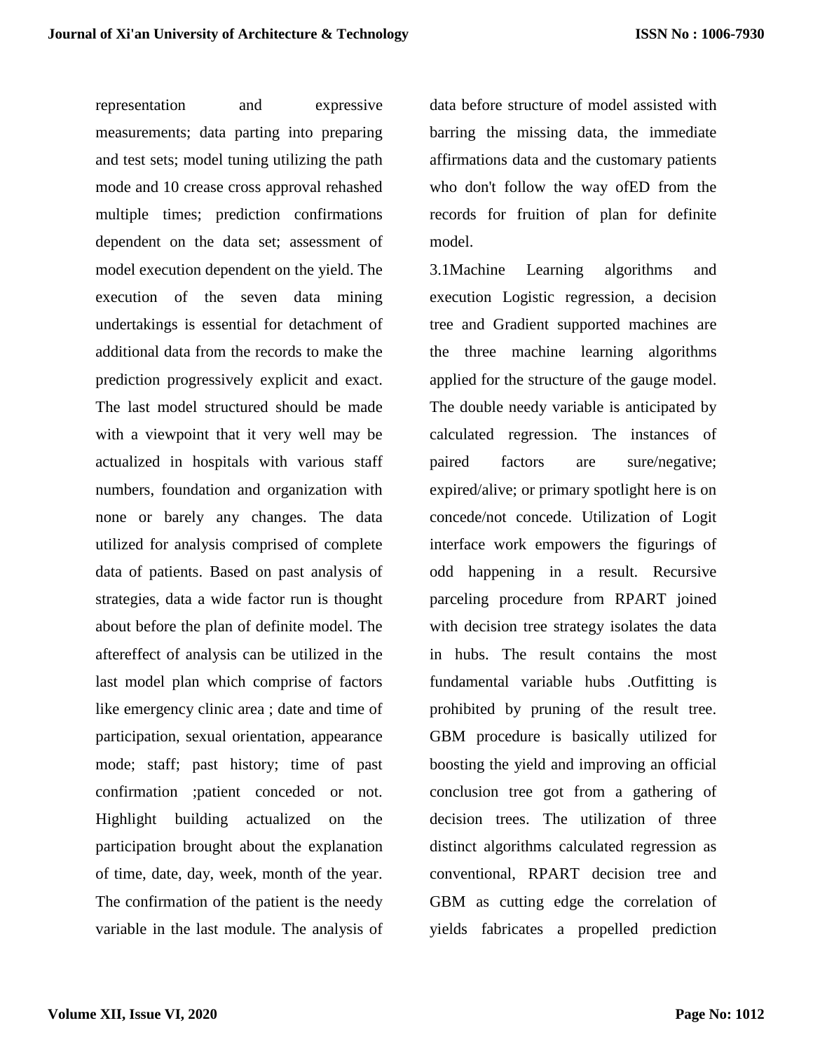representation and expressive measurements; data parting into preparing and test sets; model tuning utilizing the path mode and 10 crease cross approval rehashed multiple times; prediction confirmations dependent on the data set; assessment of model execution dependent on the yield. The execution of the seven data mining undertakings is essential for detachment of additional data from the records to make the prediction progressively explicit and exact. The last model structured should be made with a viewpoint that it very well may be actualized in hospitals with various staff numbers, foundation and organization with none or barely any changes. The data utilized for analysis comprised of complete data of patients. Based on past analysis of strategies, data a wide factor run is thought about before the plan of definite model. The aftereffect of analysis can be utilized in the last model plan which comprise of factors like emergency clinic area ; date and time of participation, sexual orientation, appearance mode; staff; past history; time of past confirmation ;patient conceded or not. Highlight building actualized on the participation brought about the explanation of time, date, day, week, month of the year. The confirmation of the patient is the needy variable in the last module. The analysis of data before structure of model assisted with barring the missing data, the immediate affirmations data and the customary patients who don't follow the way ofED from the records for fruition of plan for definite model.

3.1Machine Learning algorithms and execution Logistic regression, a decision tree and Gradient supported machines are the three machine learning algorithms applied for the structure of the gauge model. The double needy variable is anticipated by calculated regression. The instances of paired factors are sure/negative; expired/alive; or primary spotlight here is on concede/not concede. Utilization of Logit interface work empowers the figurings of odd happening in a result. Recursive parceling procedure from RPART joined with decision tree strategy isolates the data in hubs. The result contains the most fundamental variable hubs .Outfitting is prohibited by pruning of the result tree. GBM procedure is basically utilized for boosting the yield and improving an official conclusion tree got from a gathering of decision trees. The utilization of three distinct algorithms calculated regression as conventional, RPART decision tree and GBM as cutting edge the correlation of yields fabricates a propelled prediction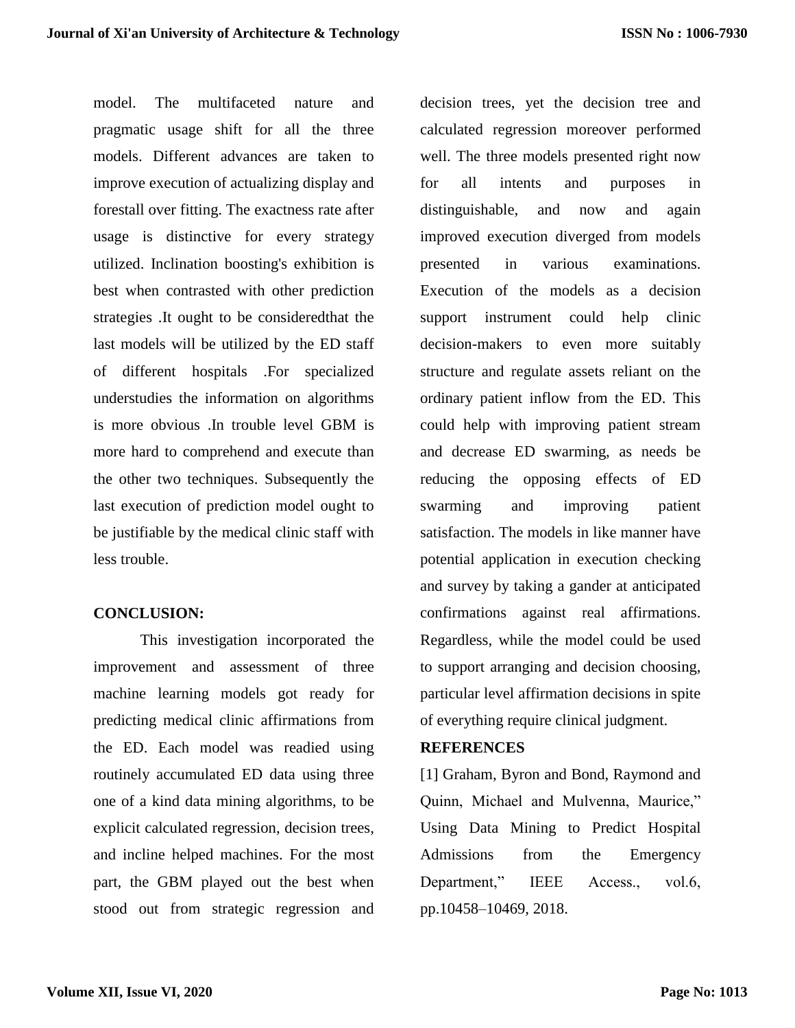model. The multifaceted nature and pragmatic usage shift for all the three models. Different advances are taken to improve execution of actualizing display and forestall over fitting. The exactness rate after usage is distinctive for every strategy utilized. Inclination boosting's exhibition is best when contrasted with other prediction strategies .It ought to be consideredthat the last models will be utilized by the ED staff of different hospitals .For specialized understudies the information on algorithms is more obvious .In trouble level GBM is more hard to comprehend and execute than the other two techniques. Subsequently the last execution of prediction model ought to be justifiable by the medical clinic staff with less trouble.

## CONCLUSION:

This investigation incorporated the improvement and assessment of three machine learning models got ready for predicting medical clinic affirmations from the ED. Each model was readied using routinely accumulated ED data using three one of a kind data mining algorithms, to be explicit calculated regression, decision trees, and incline helped machines. For the most part, the GBM played out the best when stood out from strategic regression and decision trees, yet the decision tree and calculated regression moreover performed well. The three models presented right now for all intents and purposes in distinguishable, and now and again improved execution diverged from models presented in various examinations. Execution of the models as a decision support instrument could help clinic decision-makers to even more suitably structure and regulate assets reliant on the ordinary patient inflow from the ED. This could help with improving patient stream and decrease ED swarming, as needs be reducing the opposing effects of ED swarming and improving patient satisfaction. The models in like manner have potential application in execution checking and survey by taking a gander at anticipated confirmations against real affirmations. Regardless, while the model could be used to support arranging and decision choosing, particular level affirmation decisions in spite of everything require clinical judgment.

## REFERENCES

[1] Graham, Byron and Bond, Raymond and Quinn, Michael and Mulvenna, Maurice," Using Data Mining to Predict Hospital Admissions from the Emergency Department," IEEE Access., vol.6, pp.10458–10469, 2018.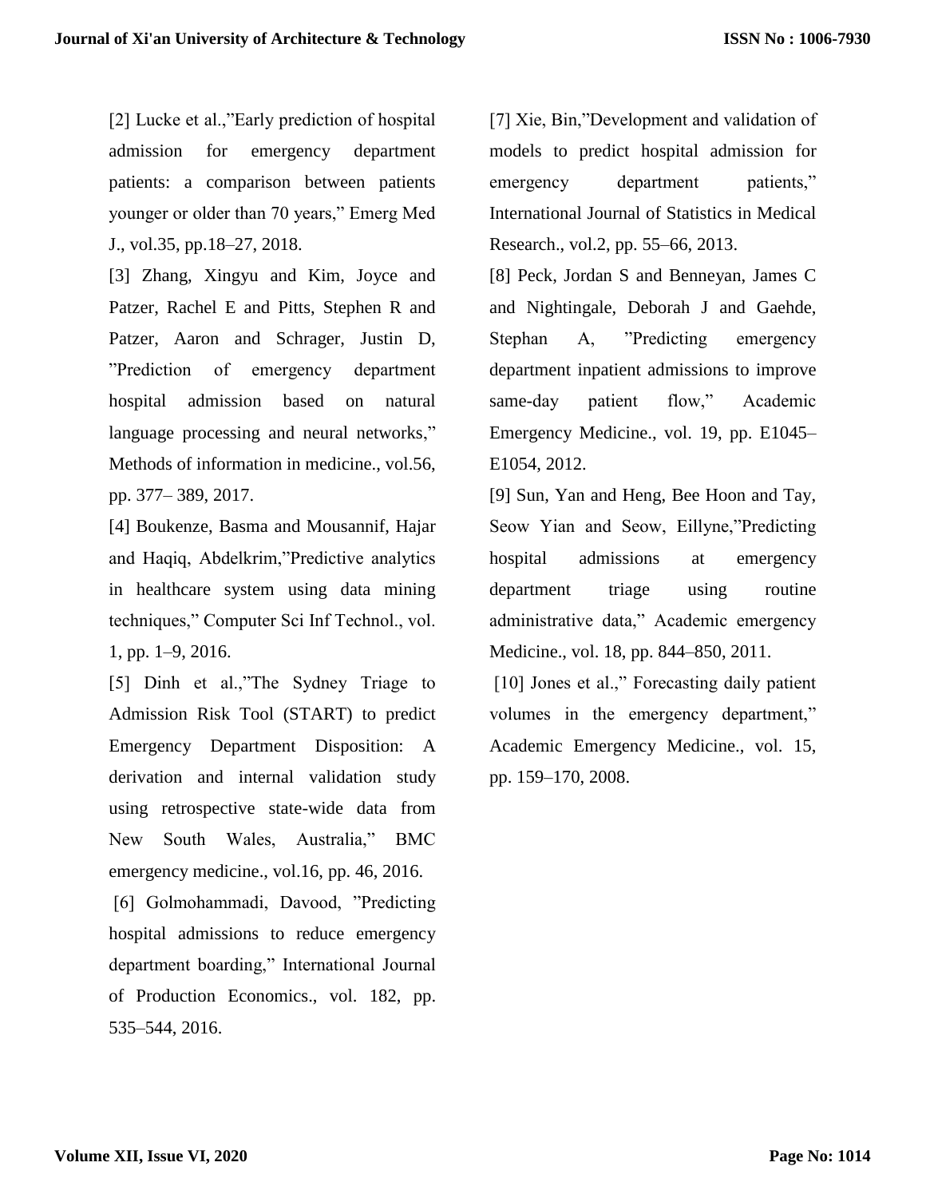[2] Lucke et al.,"Early prediction of hospital admission for emergency department patients: a comparison between patients younger or older than 70 years," Emerg Med J., vol.35, pp.18–27, 2018.

[3] Zhang, Xingyu and Kim, Joyce and Patzer, Rachel E and Pitts, Stephen R and Patzer, Aaron and Schrager, Justin D, "Prediction of emergency department hospital admission based on natural language processing and neural networks," Methods of information in medicine., vol.56, pp. 377– 389, 2017.

[4] Boukenze, Basma and Mousannif, Hajar and Haqiq, Abdelkrim,"Predictive analytics in healthcare system using data mining techniques," Computer Sci Inf Technol., vol. 1, pp. 1–9, 2016.

[5] Dinh et al.,"The Sydney Triage to Admission Risk Tool (START) to predict Emergency Department Disposition: A derivation and internal validation study using retrospective state-wide data from New South Wales, Australia," BMC emergency medicine., vol.16, pp. 46, 2016.

[6] Golmohammadi, Davood, "Predicting hospital admissions to reduce emergency department boarding," International Journal of Production Economics., vol. 182, pp. 535–544, 2016.

[7] Xie, Bin,"Development and validation of models to predict hospital admission for emergency department patients," International Journal of Statistics in Medical Research., vol.2, pp. 55–66, 2013.

[8] Peck, Jordan S and Benneyan, James C and Nightingale, Deborah J and Gaehde, Stephan A, "Predicting emergency department inpatient admissions to improve same-day patient flow," Academic Emergency Medicine., vol. 19, pp. E1045–E1054, 2012.

[9] Sun, Yan and Heng, Bee Hoon and Tay, Seow Yian and Seow, Eillyne,"Predicting hospital admissions at emergency department triage using routine administrative data," Academic emergency Medicine., vol. 18, pp. 844–850, 2011.

[10] Jones et al.," Forecasting daily patient volumes in the emergency department," Academic Emergency Medicine., vol. 15, pp. 159–170, 2008.